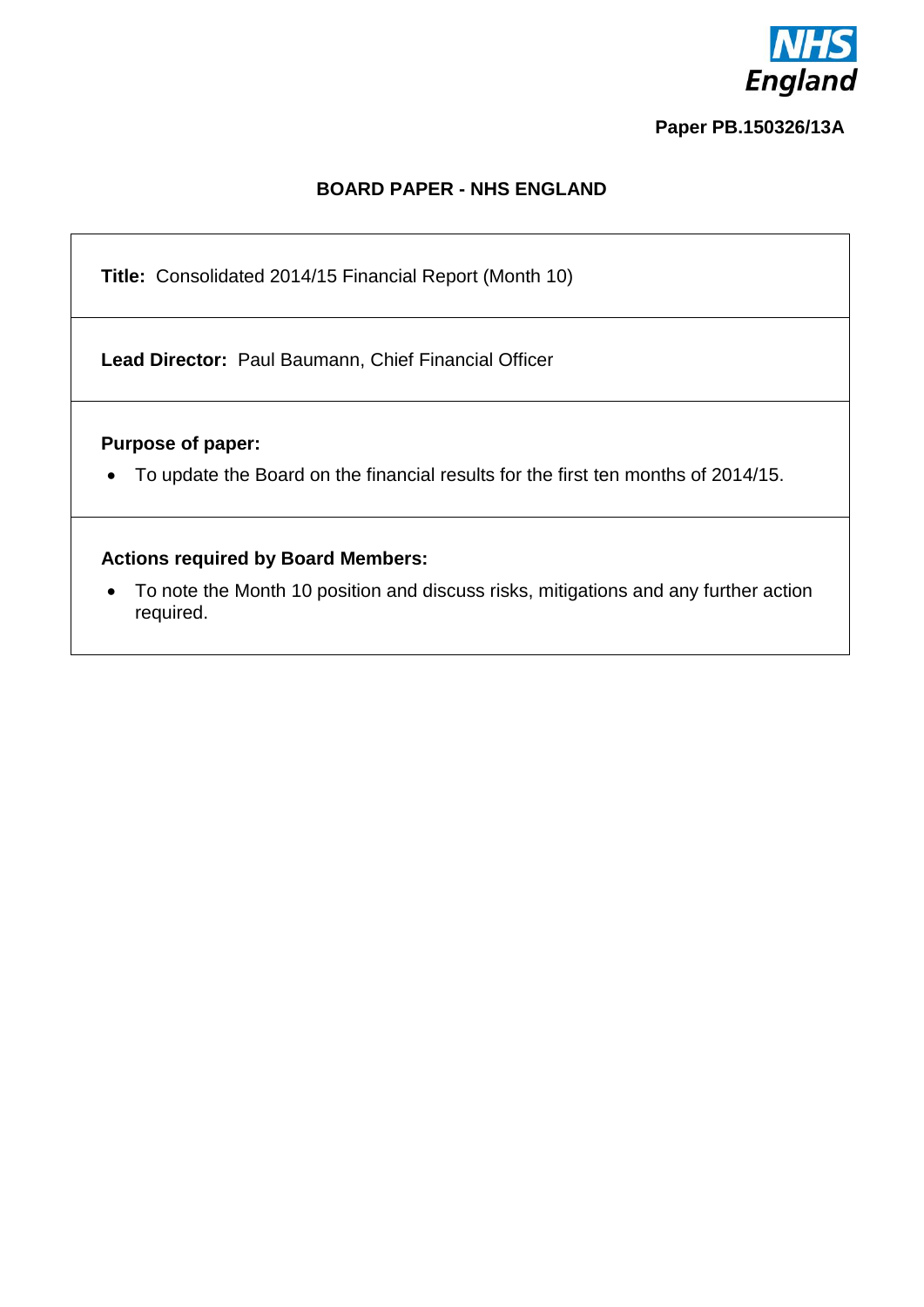**Paper PB.150326/13A**

## BOARD PAPER - NHS ENGLAND

**Title:** Consolidated 2014/15 Financial Report (Month 10)

**Lead Director:** Paul Baumann, Chief Financial Officer

**Purpose of paper:**

- To update the Board on the financial results for the first ten months of 2014/15.

**Actions required by Board Members:**

- To note the Month 10 position and discuss risks, mitigations and any further action required.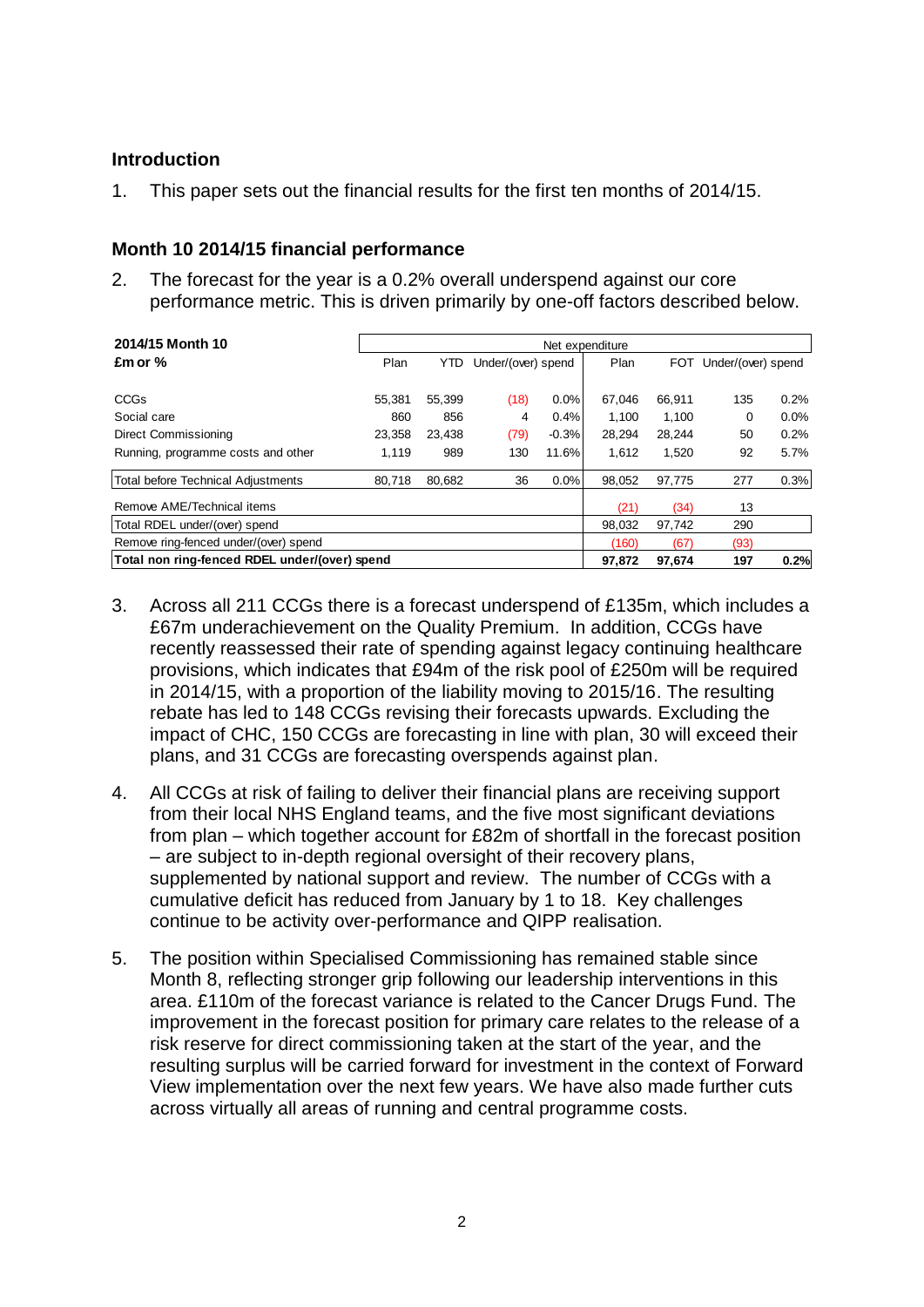## Introduction

1. This paper sets out the financial results for the first ten months of 2014/15.

## Month 10 2014/15 financial performance

2. The forecast for the year is a 0.2% overall underspend against our core performance metric. This is driven primarily by one-off factors described below.

| 2014/15 Month 10 | Net expenditure | | | | | | | |
|---|---|---|---|---|---|---|---|---|
| £m or % | Plan | YTD | Under/(over) spend | | Plan | FOT | Under/(over) spend | |
| CCGs | 55,381 | 55,399 | (18) | 0.0% | 67,046 | 66,911 | 135 | 0.2% |
| Social care | 860 | 856 | 4 | 0.4% | 1,100 | 1,100 | 0 | 0.0% |
| Direct Commissioning | 23,358 | 23,438 | (79) | -0.3% | 28,294 | 28,244 | 50 | 0.2% |
| Running, programme costs and other | 1,119 | 989 | 130 | 11.6% | 1,612 | 1,520 | 92 | 5.7% |
| Total before Technical Adjustments | 80,718 | 80,682 | 36 | 0.0% | 98,052 | 97,775 | 277 | 0.3% |
| Remove AME/Technical items | | | | | (21) | (34) | 13 | |
| Total RDEL under/(over) spend | | | | | 98,032 | 97,742 | 290 | |
| Remove ring-fenced under/(over) spend | | | | | (160) | (67) | (93) | |
| **Total non ring-fenced RDEL under/(over) spend** | | | | | **97,872** | **97,674** | **197** | **0.2%** |

3. Across all 211 CCGs there is a forecast underspend of £135m, which includes a £67m underachievement on the Quality Premium. In addition, CCGs have recently reassessed their rate of spending against legacy continuing healthcare provisions, which indicates that £94m of the risk pool of £250m will be required in 2014/15, with a proportion of the liability moving to 2015/16. The resulting rebate has led to 148 CCGs revising their forecasts upwards. Excluding the impact of CHC, 150 CCGs are forecasting in line with plan, 30 will exceed their plans, and 31 CCGs are forecasting overspends against plan.

4. All CCGs at risk of failing to deliver their financial plans are receiving support from their local NHS England teams, and the five most significant deviations from plan – which together account for £82m of shortfall in the forecast position – are subject to in-depth regional oversight of their recovery plans, supplemented by national support and review. The number of CCGs with a cumulative deficit has reduced from January by 1 to 18. Key challenges continue to be activity over-performance and QIPP realisation.

5. The position within Specialised Commissioning has remained stable since Month 8, reflecting stronger grip following our leadership interventions in this area. £110m of the forecast variance is related to the Cancer Drugs Fund. The improvement in the forecast position for primary care relates to the release of a risk reserve for direct commissioning taken at the start of the year, and the resulting surplus will be carried forward for investment in the context of Forward View implementation over the next few years. We have also made further cuts across virtually all areas of running and central programme costs.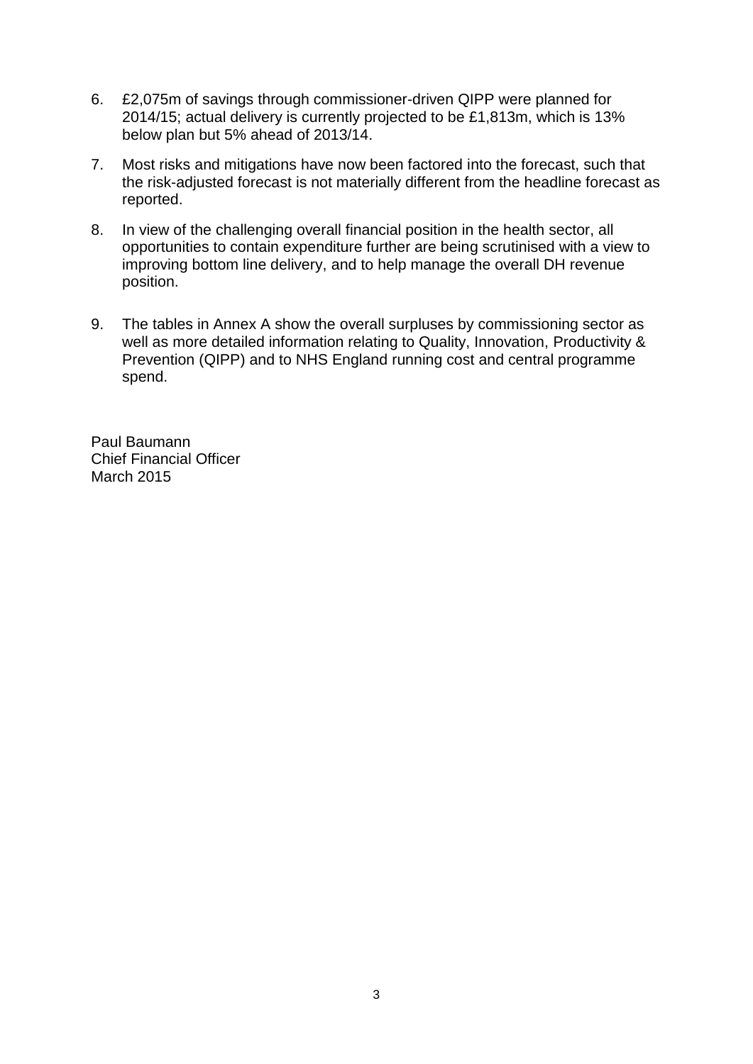6. £2,075m of savings through commissioner-driven QIPP were planned for 2014/15; actual delivery is currently projected to be £1,813m, which is 13% below plan but 5% ahead of 2013/14.

7. Most risks and mitigations have now been factored into the forecast, such that the risk-adjusted forecast is not materially different from the headline forecast as reported.

8. In view of the challenging overall financial position in the health sector, all opportunities to contain expenditure further are being scrutinised with a view to improving bottom line delivery, and to help manage the overall DH revenue position.

9. The tables in Annex A show the overall surpluses by commissioning sector as well as more detailed information relating to Quality, Innovation, Productivity & Prevention (QIPP) and to NHS England running cost and central programme spend.

Paul Baumann
Chief Financial Officer
March 2015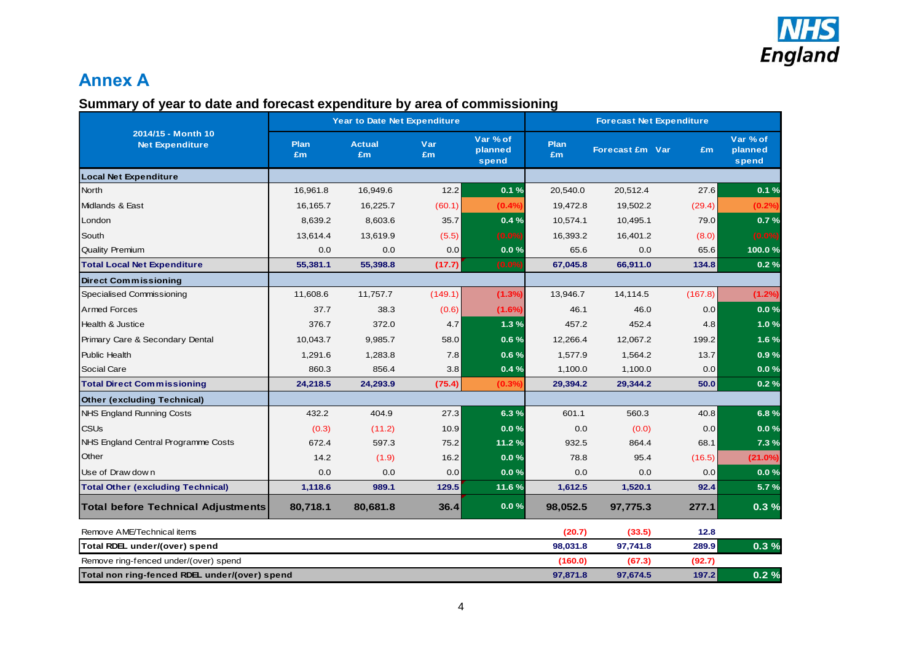## Annex A

### Summary of year to date and forecast expenditure by area of commissioning

| 2014/15 - Month 10 Net Expenditure | Year to Date Net Expenditure | | | | Forecast Net Expenditure | | | |
|---|---|---|---|---|---|---|---|---|
| | Plan £m | Actual £m | Var £m | Var % of planned spend | Plan £m | Forecast £m | Var £m | Var % of planned spend |
| **Local Net Expenditure** | | | | | | | | |
| North | 16,961.8 | 16,949.6 | 12.2 | 0.1 % | 20,540.0 | 20,512.4 | 27.6 | 0.1 % |
| Midlands & East | 16,165.7 | 16,225.7 | (60.1) | (0.4%) | 19,472.8 | 19,502.2 | (29.4) | (0.2%) |
| London | 8,639.2 | 8,603.6 | 35.7 | 0.4 % | 10,574.1 | 10,495.1 | 79.0 | 0.7 % |
| South | 13,614.4 | 13,619.9 | (5.5) | (0.0%) | 16,393.2 | 16,401.2 | (8.0) | (0.0%) |
| Quality Premium | 0.0 | 0.0 | 0.0 | 0.0 % | 65.6 | 0.0 | 65.6 | 100.0 % |
| **Total Local Net Expenditure** | **55,381.1** | **55,398.8** | **(17.7)** | **(0.0%)** | **67,045.8** | **66,911.0** | **134.8** | **0.2 %** |
| **Direct Commissioning** | | | | | | | | |
| Specialised Commissioning | 11,608.6 | 11,757.7 | (149.1) | (1.3%) | 13,946.7 | 14,114.5 | (167.8) | (1.2%) |
| Armed Forces | 37.7 | 38.3 | (0.6) | (1.6%) | 46.1 | 46.0 | 0.0 | 0.0 % |
| Health & Justice | 376.7 | 372.0 | 4.7 | 1.3 % | 457.2 | 452.4 | 4.8 | 1.0 % |
| Primary Care & Secondary Dental | 10,043.7 | 9,985.7 | 58.0 | 0.6 % | 12,266.4 | 12,067.2 | 199.2 | 1.6 % |
| Public Health | 1,291.6 | 1,283.8 | 7.8 | 0.6 % | 1,577.9 | 1,564.2 | 13.7 | 0.9 % |
| Social Care | 860.3 | 856.4 | 3.8 | 0.4 % | 1,100.0 | 1,100.0 | 0.0 | 0.0 % |
| **Total Direct Commissioning** | **24,218.5** | **24,293.9** | **(75.4)** | **(0.3%)** | **29,394.2** | **29,344.2** | **50.0** | **0.2 %** |
| **Other (excluding Technical)** | | | | | | | | |
| NHS England Running Costs | 432.2 | 404.9 | 27.3 | 6.3 % | 601.1 | 560.3 | 40.8 | 6.8 % |
| CSUs | (0.3) | (11.2) | 10.9 | 0.0 % | 0.0 | (0.0) | 0.0 | 0.0 % |
| NHS England Central Programme Costs | 672.4 | 597.3 | 75.2 | 11.2 % | 932.5 | 864.4 | 68.1 | 7.3 % |
| Other | 14.2 | (1.9) | 16.2 | 0.0 % | 78.8 | 95.4 | (16.5) | (21.0%) |
| Use of Drawdown | 0.0 | 0.0 | 0.0 | 0.0 % | 0.0 | 0.0 | 0.0 | 0.0 % |
| **Total Other (excluding Technical)** | **1,118.6** | **989.1** | **129.5** | **11.6 %** | **1,612.5** | **1,520.1** | **92.4** | **5.7 %** |
| **Total before Technical Adjustments** | **80,718.1** | **80,681.8** | **36.4** | **0.0 %** | **98,052.5** | **97,775.3** | **277.1** | **0.3 %** |
| Remove AME/Technical items | | | | | (20.7) | (33.5) | 12.8 | |
| **Total RDEL under/(over) spend** | | | | | **98,031.8** | **97,741.8** | **289.9** | **0.3 %** |
| Remove ring-fenced under/(over) spend | | | | | (160.0) | (67.3) | (92.7) | |
| **Total non ring-fenced RDEL under/(over) spend** | | | | | **97,871.8** | **97,674.5** | **197.2** | **0.2 %** |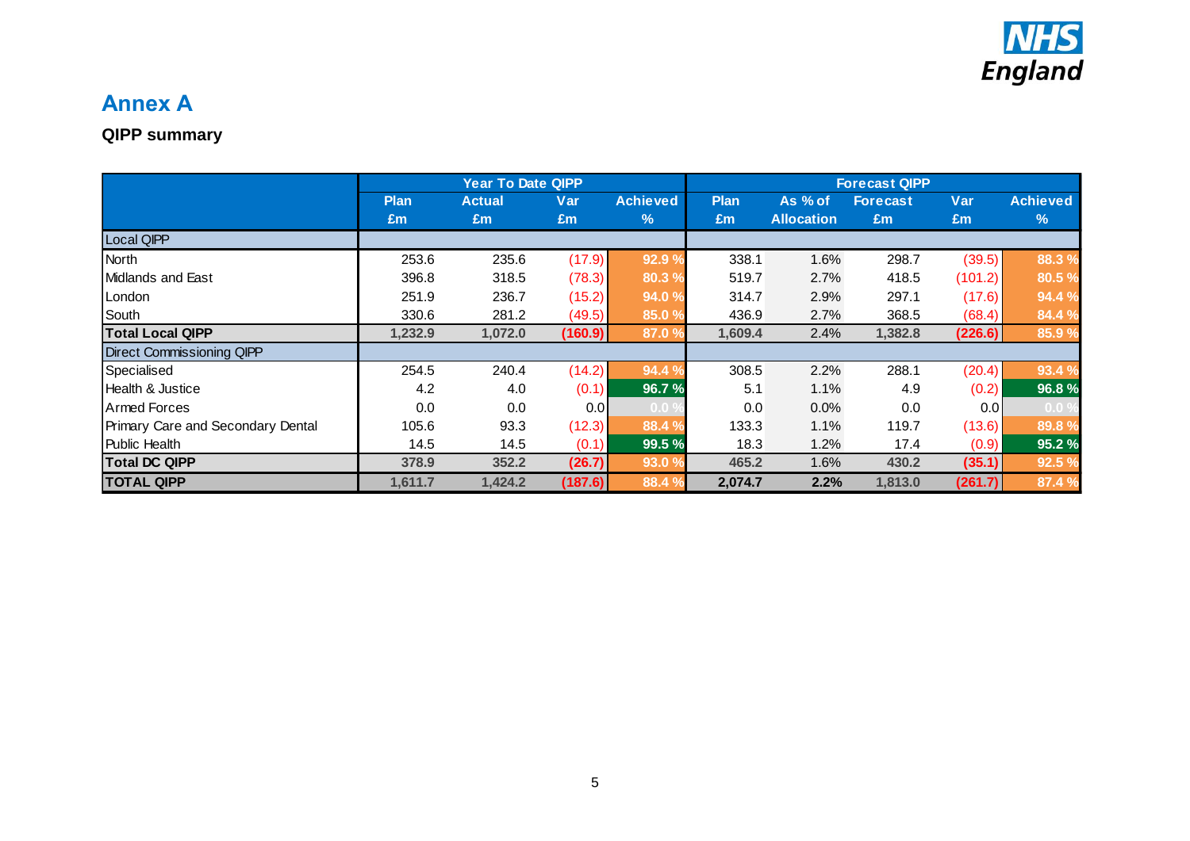## Annex A

### QIPP summary

| | Year To Date QIPP | | | | Forecast QIPP | | | | |
|---|---|---|---|---|---|---|---|---|---|
| | Plan £m | Actual £m | Var £m | Achieved % | Plan £m | As % of Allocation | Forecast £m | Var £m | Achieved % |
| Local QIPP | | | | | | | | | |
| North | 253.6 | 235.6 | (17.9) | 92.9 % | 338.1 | 1.6% | 298.7 | (39.5) | 88.3 % |
| Midlands and East | 396.8 | 318.5 | (78.3) | 80.3 % | 519.7 | 2.7% | 418.5 | (101.2) | 80.5 % |
| London | 251.9 | 236.7 | (15.2) | 94.0 % | 314.7 | 2.9% | 297.1 | (17.6) | 94.4 % |
| South | 330.6 | 281.2 | (49.5) | 85.0 % | 436.9 | 2.7% | 368.5 | (68.4) | 84.4 % |
| **Total Local QIPP** | **1,232.9** | **1,072.0** | **(160.9)** | **87.0 %** | **1,609.4** | 2.4% | **1,382.8** | **(226.6)** | **85.9 %** |
| Direct Commissioning QIPP | | | | | | | | | |
| Specialised | 254.5 | 240.4 | (14.2) | 94.4 % | 308.5 | 2.2% | 288.1 | (20.4) | 93.4 % |
| Health & Justice | 4.2 | 4.0 | (0.1) | 96.7 % | 5.1 | 1.1% | 4.9 | (0.2) | 96.8 % |
| Armed Forces | 0.0 | 0.0 | 0.0 | 0.0 % | 0.0 | 0.0% | 0.0 | 0.0 | 0.0 % |
| Primary Care and Secondary Dental | 105.6 | 93.3 | (12.3) | 88.4 % | 133.3 | 1.1% | 119.7 | (13.6) | 89.8 % |
| Public Health | 14.5 | 14.5 | (0.1) | 99.5 % | 18.3 | 1.2% | 17.4 | (0.9) | 95.2 % |
| **Total DC QIPP** | **378.9** | **352.2** | **(26.7)** | **93.0 %** | **465.2** | 1.6% | **430.2** | **(35.1)** | **92.5 %** |
| **TOTAL QIPP** | **1,611.7** | **1,424.2** | **(187.6)** | **88.4 %** | **2,074.7** | **2.2%** | **1,813.0** | **(261.7)** | **87.4 %** |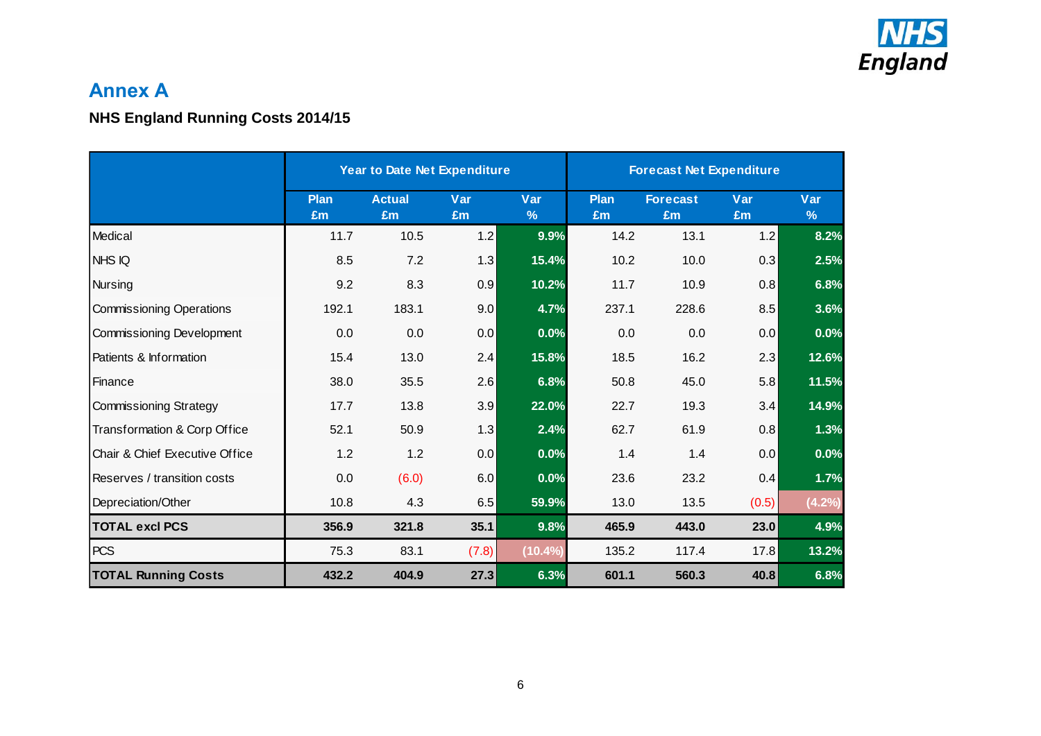## Annex A

**NHS England Running Costs 2014/15**

| | Year to Date Net Expenditure | | | | Forecast Net Expenditure | | | |
|---|---|---|---|---|---|---|---|---|
| | Plan £m | Actual £m | Var £m | Var % | Plan £m | Forecast £m | Var £m | Var % |
| Medical | 11.7 | 10.5 | 1.2 | 9.9% | 14.2 | 13.1 | 1.2 | 8.2% |
| NHS IQ | 8.5 | 7.2 | 1.3 | 15.4% | 10.2 | 10.0 | 0.3 | 2.5% |
| Nursing | 9.2 | 8.3 | 0.9 | 10.2% | 11.7 | 10.9 | 0.8 | 6.8% |
| Commissioning Operations | 192.1 | 183.1 | 9.0 | 4.7% | 237.1 | 228.6 | 8.5 | 3.6% |
| Commissioning Development | 0.0 | 0.0 | 0.0 | 0.0% | 0.0 | 0.0 | 0.0 | 0.0% |
| Patients & Information | 15.4 | 13.0 | 2.4 | 15.8% | 18.5 | 16.2 | 2.3 | 12.6% |
| Finance | 38.0 | 35.5 | 2.6 | 6.8% | 50.8 | 45.0 | 5.8 | 11.5% |
| Commissioning Strategy | 17.7 | 13.8 | 3.9 | 22.0% | 22.7 | 19.3 | 3.4 | 14.9% |
| Transformation & Corp Office | 52.1 | 50.9 | 1.3 | 2.4% | 62.7 | 61.9 | 0.8 | 1.3% |
| Chair & Chief Executive Office | 1.2 | 1.2 | 0.0 | 0.0% | 1.4 | 1.4 | 0.0 | 0.0% |
| Reserves / transition costs | 0.0 | (6.0) | 6.0 | 0.0% | 23.6 | 23.2 | 0.4 | 1.7% |
| Depreciation/Other | 10.8 | 4.3 | 6.5 | 59.9% | 13.0 | 13.5 | (0.5) | (4.2%) |
| **TOTAL excl PCS** | **356.9** | **321.8** | **35.1** | **9.8%** | **465.9** | **443.0** | **23.0** | **4.9%** |
| PCS | 75.3 | 83.1 | (7.8) | (10.4%) | 135.2 | 117.4 | 17.8 | 13.2% |
| **TOTAL Running Costs** | **432.2** | **404.9** | **27.3** | **6.3%** | **601.1** | **560.3** | **40.8** | **6.8%** |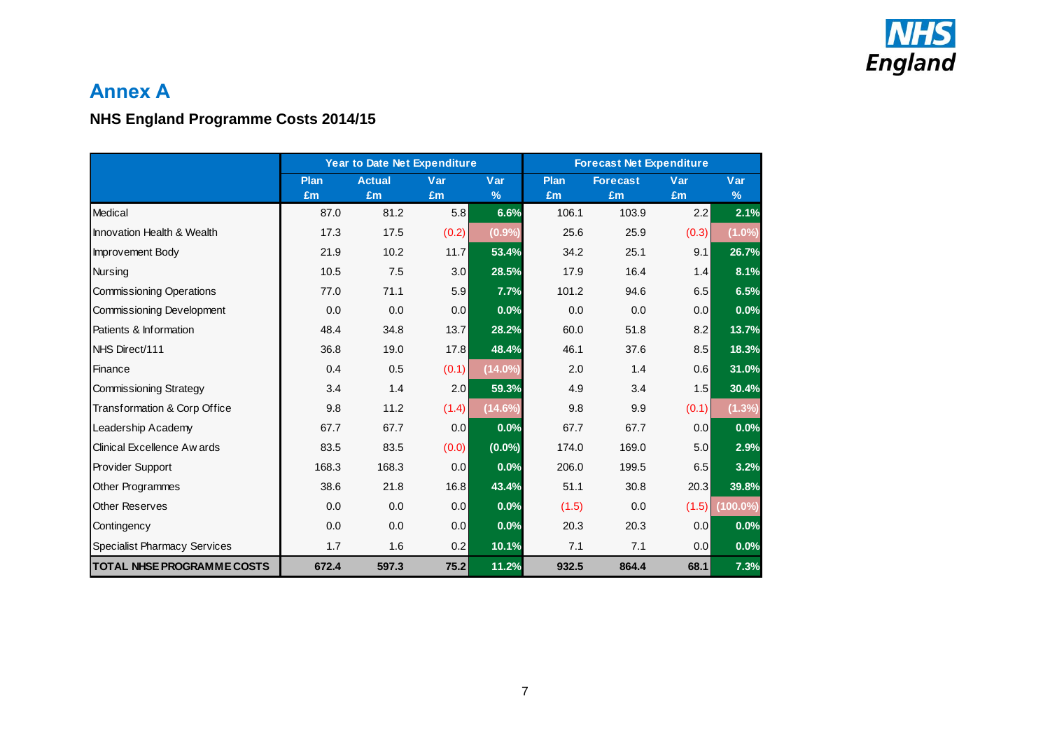## Annex A

### NHS England Programme Costs 2014/15

| | Year to Date Net Expenditure | | | | Forecast Net Expenditure | | | |
|---|---|---|---|---|---|---|---|---|
| | Plan £m | Actual £m | Var £m | Var % | Plan £m | Forecast £m | Var £m | Var % |
| Medical | 87.0 | 81.2 | 5.8 | 6.6% | 106.1 | 103.9 | 2.2 | 2.1% |
| Innovation Health & Wealth | 17.3 | 17.5 | (0.2) | (0.9%) | 25.6 | 25.9 | (0.3) | (1.0%) |
| Improvement Body | 21.9 | 10.2 | 11.7 | 53.4% | 34.2 | 25.1 | 9.1 | 26.7% |
| Nursing | 10.5 | 7.5 | 3.0 | 28.5% | 17.9 | 16.4 | 1.4 | 8.1% |
| Commissioning Operations | 77.0 | 71.1 | 5.9 | 7.7% | 101.2 | 94.6 | 6.5 | 6.5% |
| Commissioning Development | 0.0 | 0.0 | 0.0 | 0.0% | 0.0 | 0.0 | 0.0 | 0.0% |
| Patients & Information | 48.4 | 34.8 | 13.7 | 28.2% | 60.0 | 51.8 | 8.2 | 13.7% |
| NHS Direct/111 | 36.8 | 19.0 | 17.8 | 48.4% | 46.1 | 37.6 | 8.5 | 18.3% |
| Finance | 0.4 | 0.5 | (0.1) | (14.0%) | 2.0 | 1.4 | 0.6 | 31.0% |
| Commissioning Strategy | 3.4 | 1.4 | 2.0 | 59.3% | 4.9 | 3.4 | 1.5 | 30.4% |
| Transformation & Corp Office | 9.8 | 11.2 | (1.4) | (14.6%) | 9.8 | 9.9 | (0.1) | (1.3%) |
| Leadership Academy | 67.7 | 67.7 | 0.0 | 0.0% | 67.7 | 67.7 | 0.0 | 0.0% |
| Clinical Excellence Awards | 83.5 | 83.5 | (0.0) | (0.0%) | 174.0 | 169.0 | 5.0 | 2.9% |
| Provider Support | 168.3 | 168.3 | 0.0 | 0.0% | 206.0 | 199.5 | 6.5 | 3.2% |
| Other Programmes | 38.6 | 21.8 | 16.8 | 43.4% | 51.1 | 30.8 | 20.3 | 39.8% |
| Other Reserves | 0.0 | 0.0 | 0.0 | 0.0% | (1.5) | 0.0 | (1.5) | (100.0%) |
| Contingency | 0.0 | 0.0 | 0.0 | 0.0% | 20.3 | 20.3 | 0.0 | 0.0% |
| Specialist Pharmacy Services | 1.7 | 1.6 | 0.2 | 10.1% | 7.1 | 7.1 | 0.0 | 0.0% |
| **TOTAL NHSE PROGRAMME COSTS** | **672.4** | **597.3** | **75.2** | **11.2%** | **932.5** | **864.4** | **68.1** | **7.3%** |